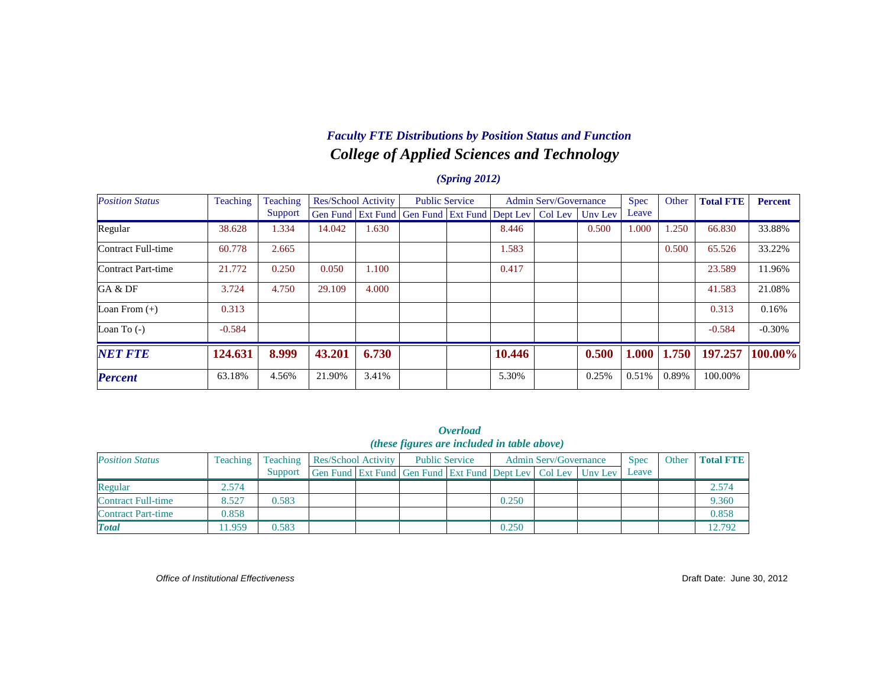### *Faculty FTE Distributions by Position Status and Function*

## *College of Applied Sciences and Technology*

### *(Spring 2012)*

| *Position Status* | Teaching | Teaching Support | Res/School Activity | | Public Service | | Admin Serv/Governance | | | Spec Leave | Other | **Total FTE** | **Percent** |
|---|---|---|---|---|---|---|---|---|---|---|---|---|---|
| | | | Gen Fund | Ext Fund | Gen Fund | Ext Fund | Dept Lev | Col Lev | Unv Lev | | | | |
| Regular | 38.628 | 1.334 | 14.042 | 1.630 | | | 8.446 | | 0.500 | 1.000 | 1.250 | 66.830 | 33.88% |
| Contract Full-time | 60.778 | 2.665 | | | | | 1.583 | | | | 0.500 | 65.526 | 33.22% |
| Contract Part-time | 21.772 | 0.250 | 0.050 | 1.100 | | | 0.417 | | | | | 23.589 | 11.96% |
| GA & DF | 3.724 | 4.750 | 29.109 | 4.000 | | | | | | | | 41.583 | 21.08% |
| Loan From (+) | 0.313 | | | | | | | | | | | 0.313 | 0.16% |
| Loan To (-) | -0.584 | | | | | | | | | | | -0.584 | -0.30% |
| ***NET FTE*** | **124.631** | **8.999** | **43.201** | **6.730** | | | **10.446** | | **0.500** | **1.000** | **1.750** | **197.257** | **100.00%** |
| ***Percent*** | 63.18% | 4.56% | 21.90% | 3.41% | | | 5.30% | | 0.25% | 0.51% | 0.89% | 100.00% | |

### *Overload*

*(these figures are included in table above)*

| *Position Status* | Teaching | Teaching Support | Res/School Activity | | Public Service | | Admin Serv/Governance | | | Spec Leave | Other | Total FTE |
|---|---|---|---|---|---|---|---|---|---|---|---|---|
| | | | Gen Fund | Ext Fund | Gen Fund | Ext Fund | Dept Lev | Col Lev | Unv Lev | | | |
| Regular | 2.574 | | | | | | | | | | | 2.574 |
| Contract Full-time | 8.527 | 0.583 | | | | | 0.250 | | | | | 9.360 |
| Contract Part-time | 0.858 | | | | | | | | | | | 0.858 |
| ***Total*** | 11.959 | 0.583 | | | | | 0.250 | | | | | 12.792 |

*Office of Institutional Effectiveness*

Draft Date: June 30, 2012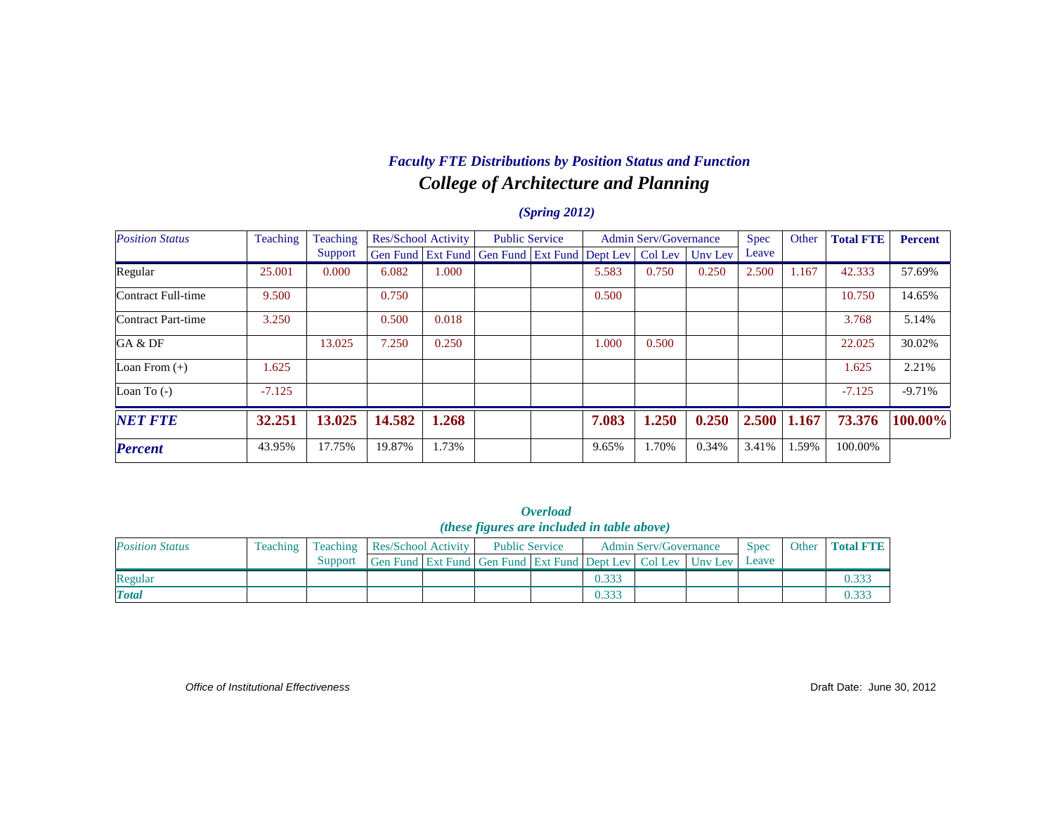## *Faculty FTE Distributions by Position Status and Function*

## *College of Architecture and Planning*

### *(Spring 2012)*

| *Position Status* | Teaching | Teaching Support | Res/School Activity | | Public Service | | Admin Serv/Governance | | | Spec Leave | Other | **Total FTE** | **Percent** |
|---|---|---|---|---|---|---|---|---|---|---|---|---|---|
| | | | Gen Fund | Ext Fund | Gen Fund | Ext Fund | Dept Lev | Col Lev | Unv Lev | | | | |
| Regular | 25.001 | 0.000 | 6.082 | 1.000 | | | 5.583 | 0.750 | 0.250 | 2.500 | 1.167 | 42.333 | 57.69% |
| Contract Full-time | 9.500 | | 0.750 | | | | 0.500 | | | | | 10.750 | 14.65% |
| Contract Part-time | 3.250 | | 0.500 | 0.018 | | | | | | | | 3.768 | 5.14% |
| GA & DF | | 13.025 | 7.250 | 0.250 | | | 1.000 | 0.500 | | | | 22.025 | 30.02% |
| Loan From (+) | 1.625 | | | | | | | | | | | 1.625 | 2.21% |
| Loan To (-) | -7.125 | | | | | | | | | | | -7.125 | -9.71% |
| ***NET FTE*** | **32.251** | **13.025** | **14.582** | **1.268** | | | **7.083** | **1.250** | **0.250** | **2.500** | **1.167** | **73.376** | **100.00%** |
| ***Percent*** | 43.95% | 17.75% | 19.87% | 1.73% | | | 9.65% | 1.70% | 0.34% | 3.41% | 1.59% | 100.00% | |

### *Overload*
### *(these figures are included in table above)*

| *Position Status* | Teaching | Teaching Support | Res/School Activity | | Public Service | | Admin Serv/Governance | | | Spec Leave | Other | **Total FTE** |
|---|---|---|---|---|---|---|---|---|---|---|---|---|
| | | | Gen Fund | Ext Fund | Gen Fund | Ext Fund | Dept Lev | Col Lev | Unv Lev | | | |
| Regular | | | | | | | 0.333 | | | | | 0.333 |
| ***Total*** | | | | | | | 0.333 | | | | | 0.333 |

*Office of Institutional Effectiveness*

Draft Date: June 30, 2012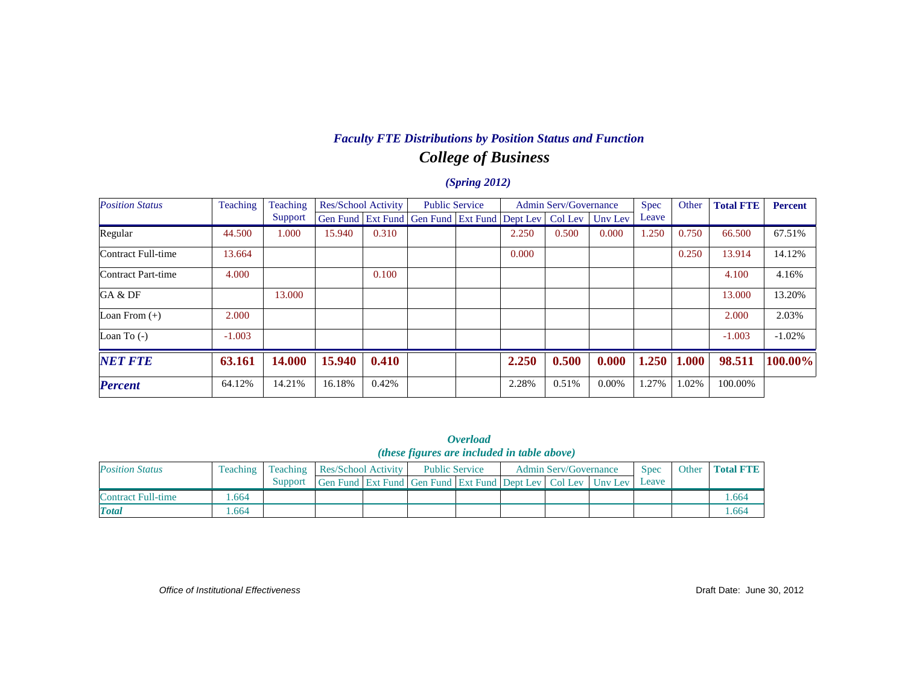## *Faculty FTE Distributions by Position Status and Function*

# *College of Business*

### *(Spring 2012)*

| *Position Status* | Teaching | Teaching Support | Res/School Activity | | Public Service | | Admin Serv/Governance | | | Spec Leave | Other | **Total FTE** | **Percent** |
|---|---|---|---|---|---|---|---|---|---|---|---|---|---|
| | | | Gen Fund | Ext Fund | Gen Fund | Ext Fund | Dept Lev | Col Lev | Unv Lev | | | | |
| Regular | 44.500 | 1.000 | 15.940 | 0.310 | | | 2.250 | 0.500 | 0.000 | 1.250 | 0.750 | 66.500 | 67.51% |
| Contract Full-time | 13.664 | | | | | | 0.000 | | | | 0.250 | 13.914 | 14.12% |
| Contract Part-time | 4.000 | | | 0.100 | | | | | | | | 4.100 | 4.16% |
| GA & DF | | 13.000 | | | | | | | | | | 13.000 | 13.20% |
| Loan From (+) | 2.000 | | | | | | | | | | | 2.000 | 2.03% |
| Loan To (-) | -1.003 | | | | | | | | | | | -1.003 | -1.02% |
| ***NET FTE*** | **63.161** | **14.000** | **15.940** | **0.410** | | | **2.250** | **0.500** | **0.000** | **1.250** | **1.000** | **98.511** | **100.00%** |
| ***Percent*** | 64.12% | 14.21% | 16.18% | 0.42% | | | 2.28% | 0.51% | 0.00% | 1.27% | 1.02% | 100.00% | |

### *Overload*
### *(these figures are included in table above)*

| *Position Status* | Teaching | Teaching Support | Res/School Activity | | Public Service | | Admin Serv/Governance | | | Spec Leave | Other | **Total FTE** |
|---|---|---|---|---|---|---|---|---|---|---|---|---|
| | | | Gen Fund | Ext Fund | Gen Fund | Ext Fund | Dept Lev | Col Lev | Unv Lev | | | |
| Contract Full-time | 1.664 | | | | | | | | | | | 1.664 |
| ***Total*** | 1.664 | | | | | | | | | | | 1.664 |

*Office of Institutional Effectiveness*

Draft Date: June 30, 2012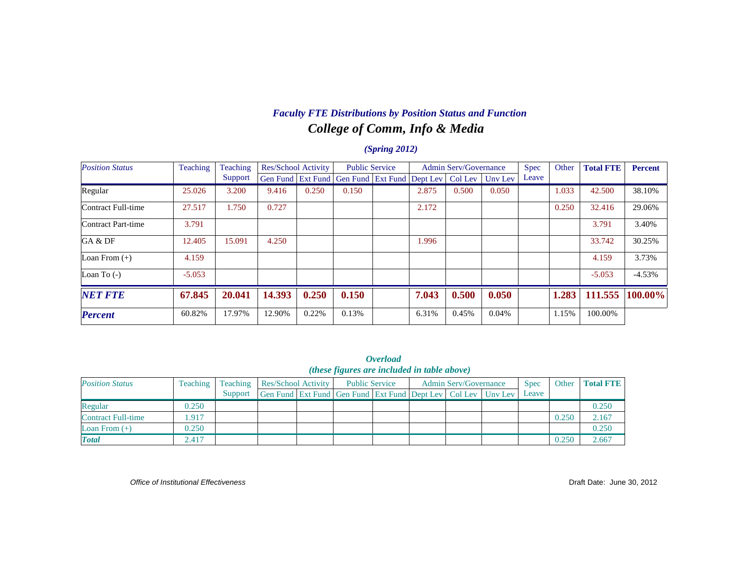## *Faculty FTE Distributions by Position Status and Function*

## *College of Comm, Info & Media*

### *(Spring 2012)*

| *Position Status* | Teaching | Teaching Support | Res/School Activity | | Public Service | | Admin Serv/Governance | | | Spec Leave | Other | Total FTE | Percent |
|---|---|---|---|---|---|---|---|---|---|---|---|---|---|
| | | | Gen Fund | Ext Fund | Gen Fund | Ext Fund | Dept Lev | Col Lev | Unv Lev | | | | |
| Regular | 25.026 | 3.200 | 9.416 | 0.250 | 0.150 | | 2.875 | 0.500 | 0.050 | | 1.033 | 42.500 | 38.10% |
| Contract Full-time | 27.517 | 1.750 | 0.727 | | | | 2.172 | | | | 0.250 | 32.416 | 29.06% |
| Contract Part-time | 3.791 | | | | | | | | | | | 3.791 | 3.40% |
| GA & DF | 12.405 | 15.091 | 4.250 | | | | 1.996 | | | | | 33.742 | 30.25% |
| Loan From (+) | 4.159 | | | | | | | | | | | 4.159 | 3.73% |
| Loan To (-) | -5.053 | | | | | | | | | | | -5.053 | -4.53% |
| ***NET FTE*** | **67.845** | **20.041** | **14.393** | **0.250** | **0.150** | | **7.043** | **0.500** | **0.050** | | **1.283** | **111.555** | **100.00%** |
| ***Percent*** | 60.82% | 17.97% | 12.90% | 0.22% | 0.13% | | 6.31% | 0.45% | 0.04% | | 1.15% | 100.00% | |

### *Overload*
### *(these figures are included in table above)*

| *Position Status* | Teaching | Teaching Support | Res/School Activity | | Public Service | | Admin Serv/Governance | | | Spec Leave | Other | Total FTE |
|---|---|---|---|---|---|---|---|---|---|---|---|---|
| | | | Gen Fund | Ext Fund | Gen Fund | Ext Fund | Dept Lev | Col Lev | Unv Lev | | | |
| Regular | 0.250 | | | | | | | | | | | 0.250 |
| Contract Full-time | 1.917 | | | | | | | | | | 0.250 | 2.167 |
| Loan From (+) | 0.250 | | | | | | | | | | | 0.250 |
| ***Total*** | 2.417 | | | | | | | | | | 0.250 | 2.667 |

*Office of Institutional Effectiveness* Draft Date: June 30, 2012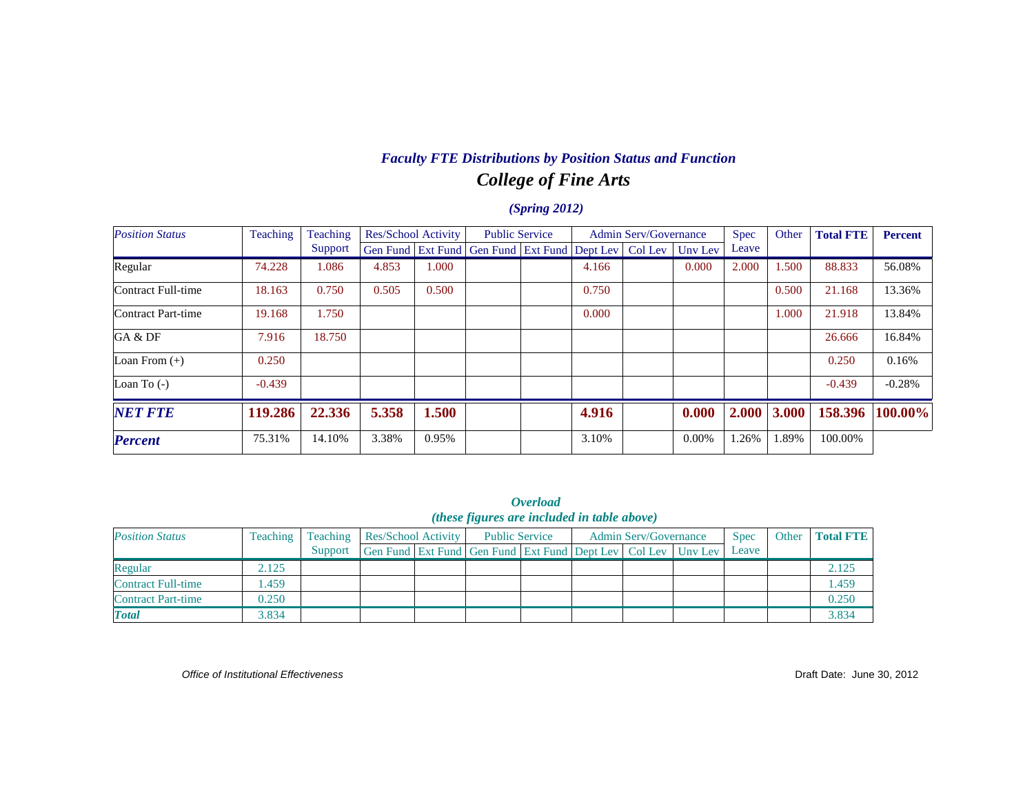## *Faculty FTE Distributions by Position Status and Function*

# *College of Fine Arts*

### *(Spring 2012)*

| *Position Status* | Teaching | Teaching Support | Res/School Activity | | Public Service | | Admin Serv/Governance | | | Spec Leave | Other | **Total FTE** | **Percent** |
|---|---|---|---|---|---|---|---|---|---|---|---|---|---|
| | | | Gen Fund | Ext Fund | Gen Fund | Ext Fund | Dept Lev | Col Lev | Unv Lev | | | | |
| Regular | 74.228 | 1.086 | 4.853 | 1.000 | | | 4.166 | | 0.000 | 2.000 | 1.500 | 88.833 | 56.08% |
| Contract Full-time | 18.163 | 0.750 | 0.505 | 0.500 | | | 0.750 | | | | 0.500 | 21.168 | 13.36% |
| Contract Part-time | 19.168 | 1.750 | | | | | 0.000 | | | | 1.000 | 21.918 | 13.84% |
| GA & DF | 7.916 | 18.750 | | | | | | | | | | 26.666 | 16.84% |
| Loan From (+) | 0.250 | | | | | | | | | | | 0.250 | 0.16% |
| Loan To (-) | -0.439 | | | | | | | | | | | -0.439 | -0.28% |
| ***NET FTE*** | **119.286** | **22.336** | **5.358** | **1.500** | | | **4.916** | | **0.000** | **2.000** | **3.000** | **158.396** | **100.00%** |
| ***Percent*** | 75.31% | 14.10% | 3.38% | 0.95% | | | 3.10% | | 0.00% | 1.26% | 1.89% | 100.00% | |

### *Overload*
### *(these figures are included in table above)*

| *Position Status* | Teaching | Teaching Support | Res/School Activity | | Public Service | | Admin Serv/Governance | | | Spec Leave | Other | **Total FTE** |
|---|---|---|---|---|---|---|---|---|---|---|---|---|
| | | | Gen Fund | Ext Fund | Gen Fund | Ext Fund | Dept Lev | Col Lev | Unv Lev | | | |
| Regular | 2.125 | | | | | | | | | | | 2.125 |
| Contract Full-time | 1.459 | | | | | | | | | | | 1.459 |
| Contract Part-time | 0.250 | | | | | | | | | | | 0.250 |
| ***Total*** | 3.834 | | | | | | | | | | | 3.834 |

*Office of Institutional Effectiveness*

Draft Date: June 30, 2012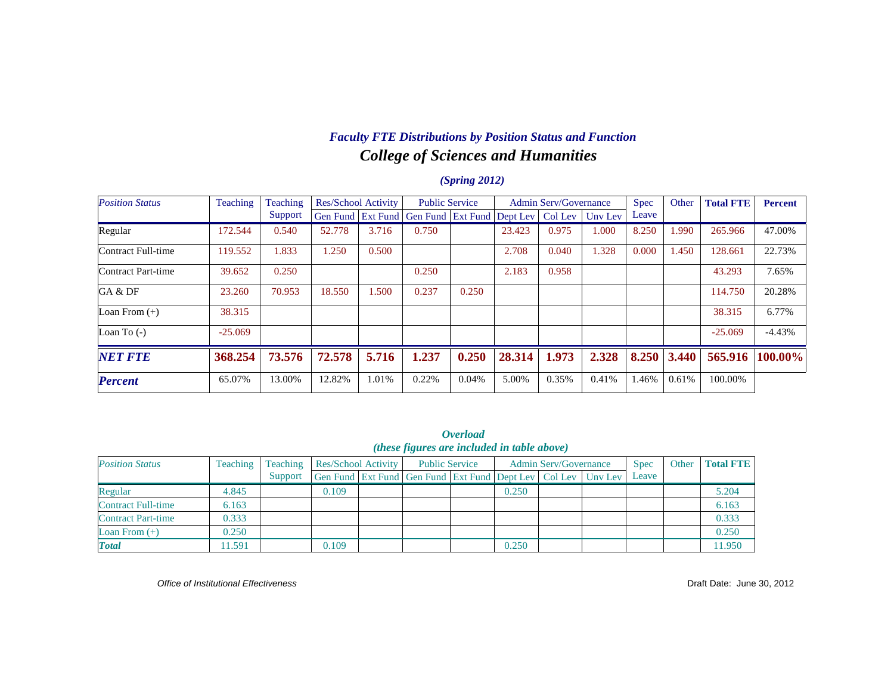### *Faculty FTE Distributions by Position Status and Function*

## *College of Sciences and Humanities*

***(Spring 2012)***

| *Position Status* | Teaching | Teaching Support | Res/School Activity | | Public Service | | Admin Serv/Governance | | | Spec Leave | Other | **Total FTE** | **Percent** |
|---|---|---|---|---|---|---|---|---|---|---|---|---|---|
| | | | Gen Fund | Ext Fund | Gen Fund | Ext Fund | Dept Lev | Col Lev | Unv Lev | | | | |
| Regular | 172.544 | 0.540 | 52.778 | 3.716 | 0.750 | | 23.423 | 0.975 | 1.000 | 8.250 | 1.990 | 265.966 | 47.00% |
| Contract Full-time | 119.552 | 1.833 | 1.250 | 0.500 | | | 2.708 | 0.040 | 1.328 | 0.000 | 1.450 | 128.661 | 22.73% |
| Contract Part-time | 39.652 | 0.250 | | | 0.250 | | 2.183 | 0.958 | | | | 43.293 | 7.65% |
| GA & DF | 23.260 | 70.953 | 18.550 | 1.500 | 0.237 | 0.250 | | | | | | 114.750 | 20.28% |
| Loan From (+) | 38.315 | | | | | | | | | | | 38.315 | 6.77% |
| Loan To (-) | -25.069 | | | | | | | | | | | -25.069 | -4.43% |
| ***NET FTE*** | **368.254** | **73.576** | **72.578** | **5.716** | **1.237** | **0.250** | **28.314** | **1.973** | **2.328** | **8.250** | **3.440** | **565.916** | **100.00%** |
| ***Percent*** | 65.07% | 13.00% | 12.82% | 1.01% | 0.22% | 0.04% | 5.00% | 0.35% | 0.41% | 1.46% | 0.61% | 100.00% | |

***Overload***
***(these figures are included in table above)***

| *Position Status* | Teaching | Teaching Support | Res/School Activity | | Public Service | | Admin Serv/Governance | | | Spec Leave | Other | Total FTE |
|---|---|---|---|---|---|---|---|---|---|---|---|---|
| | | | Gen Fund | Ext Fund | Gen Fund | Ext Fund | Dept Lev | Col Lev | Unv Lev | | | |
| Regular | 4.845 | | 0.109 | | | | 0.250 | | | | | 5.204 |
| Contract Full-time | 6.163 | | | | | | | | | | | 6.163 |
| Contract Part-time | 0.333 | | | | | | | | | | | 0.333 |
| Loan From (+) | 0.250 | | | | | | | | | | | 0.250 |
| ***Total*** | 11.591 | | 0.109 | | | | 0.250 | | | | | 11.950 |

*Office of Institutional Effectiveness*

Draft Date: June 30, 2012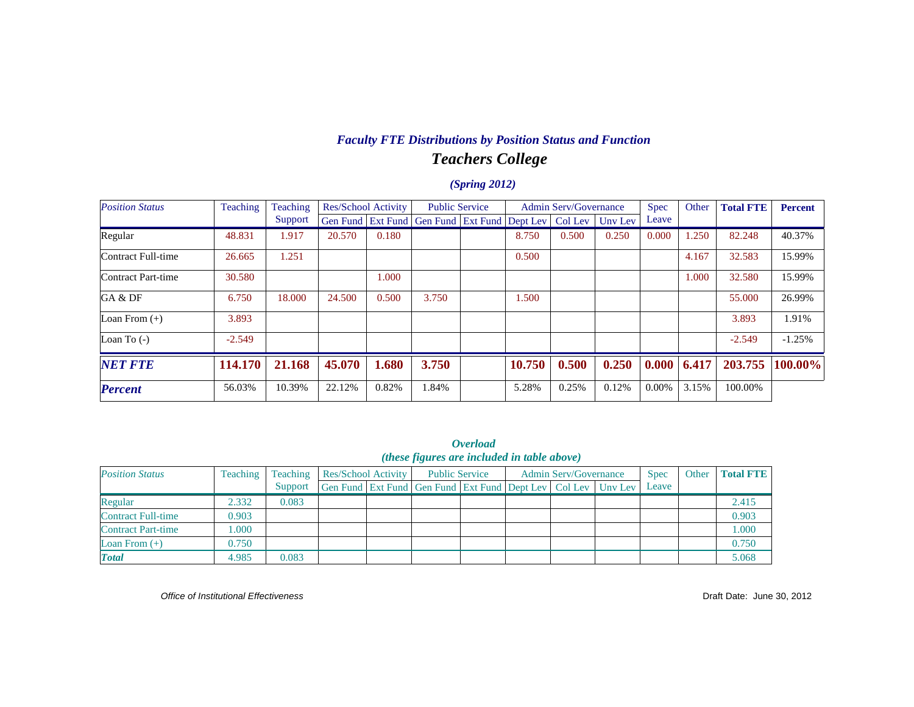## *Faculty FTE Distributions by Position Status and Function*

# *Teachers College*

### *(Spring 2012)*

| *Position Status* | Teaching | Teaching Support | Res/School Activity | | Public Service | | Admin Serv/Governance | | | Spec Leave | Other | **Total FTE** | **Percent** |
|---|---|---|---|---|---|---|---|---|---|---|---|---|---|
| | | | Gen Fund | Ext Fund | Gen Fund | Ext Fund | Dept Lev | Col Lev | Unv Lev | | | | |
| Regular | 48.831 | 1.917 | 20.570 | 0.180 | | | 8.750 | 0.500 | 0.250 | 0.000 | 1.250 | 82.248 | 40.37% |
| Contract Full-time | 26.665 | 1.251 | | | | | 0.500 | | | | 4.167 | 32.583 | 15.99% |
| Contract Part-time | 30.580 | | | 1.000 | | | | | | | 1.000 | 32.580 | 15.99% |
| GA & DF | 6.750 | 18.000 | 24.500 | 0.500 | 3.750 | | 1.500 | | | | | 55.000 | 26.99% |
| Loan From (+) | 3.893 | | | | | | | | | | | 3.893 | 1.91% |
| Loan To (-) | -2.549 | | | | | | | | | | | -2.549 | -1.25% |
| ***NET FTE*** | **114.170** | **21.168** | **45.070** | **1.680** | **3.750** | | **10.750** | **0.500** | **0.250** | **0.000** | **6.417** | **203.755** | **100.00%** |
| ***Percent*** | 56.03% | 10.39% | 22.12% | 0.82% | 1.84% | | 5.28% | 0.25% | 0.12% | 0.00% | 3.15% | 100.00% | |

### *Overload*
### *(these figures are included in table above)*

| *Position Status* | Teaching | Teaching Support | Res/School Activity | | Public Service | | Admin Serv/Governance | | | Spec Leave | Other | **Total FTE** |
|---|---|---|---|---|---|---|---|---|---|---|---|---|
| | | | Gen Fund | Ext Fund | Gen Fund | Ext Fund | Dept Lev | Col Lev | Unv Lev | | | |
| Regular | 2.332 | 0.083 | | | | | | | | | | 2.415 |
| Contract Full-time | 0.903 | | | | | | | | | | | 0.903 |
| Contract Part-time | 1.000 | | | | | | | | | | | 1.000 |
| Loan From (+) | 0.750 | | | | | | | | | | | 0.750 |
| ***Total*** | 4.985 | 0.083 | | | | | | | | | | 5.068 |

*Office of Institutional Effectiveness*

Draft Date: June 30, 2012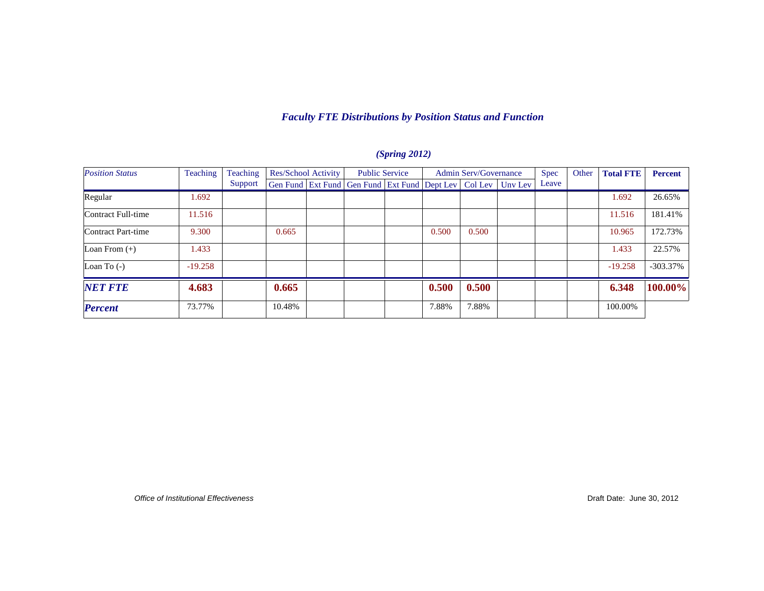## *Faculty FTE Distributions by Position Status and Function*

### *(Spring 2012)*

| *Position Status* | Teaching | Teaching Support | Res/School Activity | | Public Service | | Admin Serv/Governance | | | Spec Leave | Other | **Total FTE** | **Percent** |
|---|---|---|---|---|---|---|---|---|---|---|---|---|---|
| | | | Gen Fund | Ext Fund | Gen Fund | Ext Fund | Dept Lev | Col Lev | Unv Lev | | | | |
| Regular | 1.692 | | | | | | | | | | | 1.692 | 26.65% |
| Contract Full-time | 11.516 | | | | | | | | | | | 11.516 | 181.41% |
| Contract Part-time | 9.300 | | 0.665 | | | | 0.500 | 0.500 | | | | 10.965 | 172.73% |
| Loan From (+) | 1.433 | | | | | | | | | | | 1.433 | 22.57% |
| Loan To (-) | -19.258 | | | | | | | | | | | -19.258 | -303.37% |
| ***NET FTE*** | **4.683** | | **0.665** | | | | **0.500** | **0.500** | | | | **6.348** | **100.00%** |
| ***Percent*** | 73.77% | | 10.48% | | | | 7.88% | 7.88% | | | | 100.00% | |

*Office of Institutional Effectiveness*

Draft Date: June 30, 2012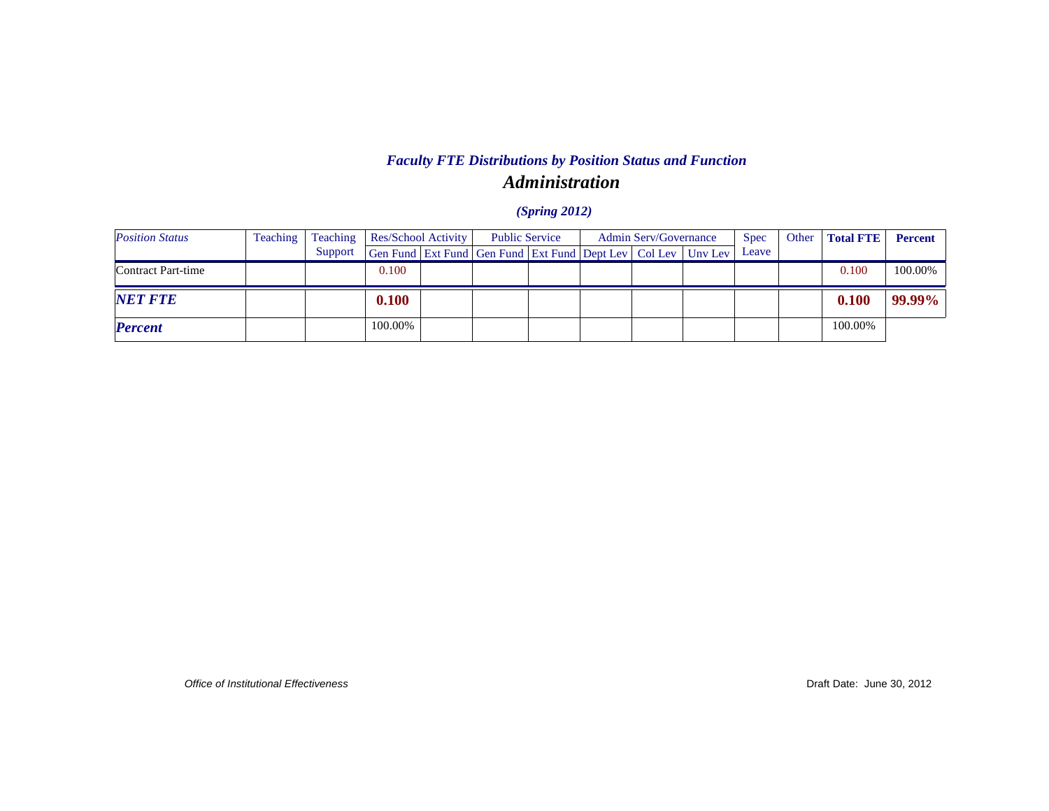## *Faculty FTE Distributions by Position Status and Function*

# *Administration*

### *(Spring 2012)*

| *Position Status* | Teaching | Teaching Support | Res/School Activity | | Public Service | | Admin Serv/Governance | | | Spec Leave | Other | **Total FTE** | **Percent** |
|---|---|---|---|---|---|---|---|---|---|---|---|---|---|
| | | | Gen Fund | Ext Fund | Gen Fund | Ext Fund | Dept Lev | Col Lev | Unv Lev | | | | |
| Contract Part-time | | | 0.100 | | | | | | | | | 0.100 | 100.00% |
| ***NET FTE*** | | | **0.100** | | | | | | | | | **0.100** | **99.99%** |
| ***Percent*** | | | 100.00% | | | | | | | | | 100.00% | |

*Office of Institutional Effectiveness*

Draft Date: June 30, 2012